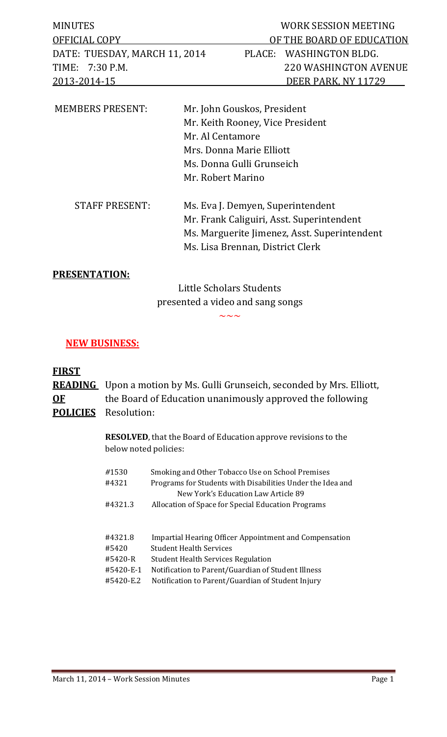MINUTES
OFFICIAL COPY
DATE: TUESDAY, MARCH 11, 2014
TIME: 7:30 P.M.
2013-2014-15

WORK SESSION MEETING
OF THE BOARD OF EDUCATION
PLACE: WASHINGTON BLDG.
220 WASHINGTON AVENUE
DEER PARK, NY 11729

MEMBERS PRESENT:
Mr. John Gouskos, President
Mr. Keith Rooney, Vice President
Mr. Al Centamore
Mrs. Donna Marie Elliott
Ms. Donna Gulli Grunseich
Mr. Robert Marino

STAFF PRESENT:
Ms. Eva J. Demyen, Superintendent
Mr. Frank Caliguiri, Asst. Superintendent
Ms. Marguerite Jimenez, Asst. Superintendent
Ms. Lisa Brennan, District Clerk

**PRESENTATION:**

Little Scholars Students
presented a video and sang songs

~~~

**NEW BUSINESS:**

**FIRST READING OF POLICIES**

Upon a motion by Ms. Gulli Grunseich, seconded by Mrs. Elliott, the Board of Education unanimously approved the following Resolution:

**RESOLVED**, that the Board of Education approve revisions to the below noted policies:

| | |
|---|---|
| #1530 | Smoking and Other Tobacco Use on School Premises |
| #4321 | Programs for Students with Disabilities Under the Idea and New York's Education Law Article 89 |
| #4321.3 | Allocation of Space for Special Education Programs |
| #4321.8 | Impartial Hearing Officer Appointment and Compensation |
| #5420 | Student Health Services |
| #5420-R | Student Health Services Regulation |
| #5420-E-1 | Notification to Parent/Guardian of Student Illness |
| #5420-E.2 | Notification to Parent/Guardian of Student Injury |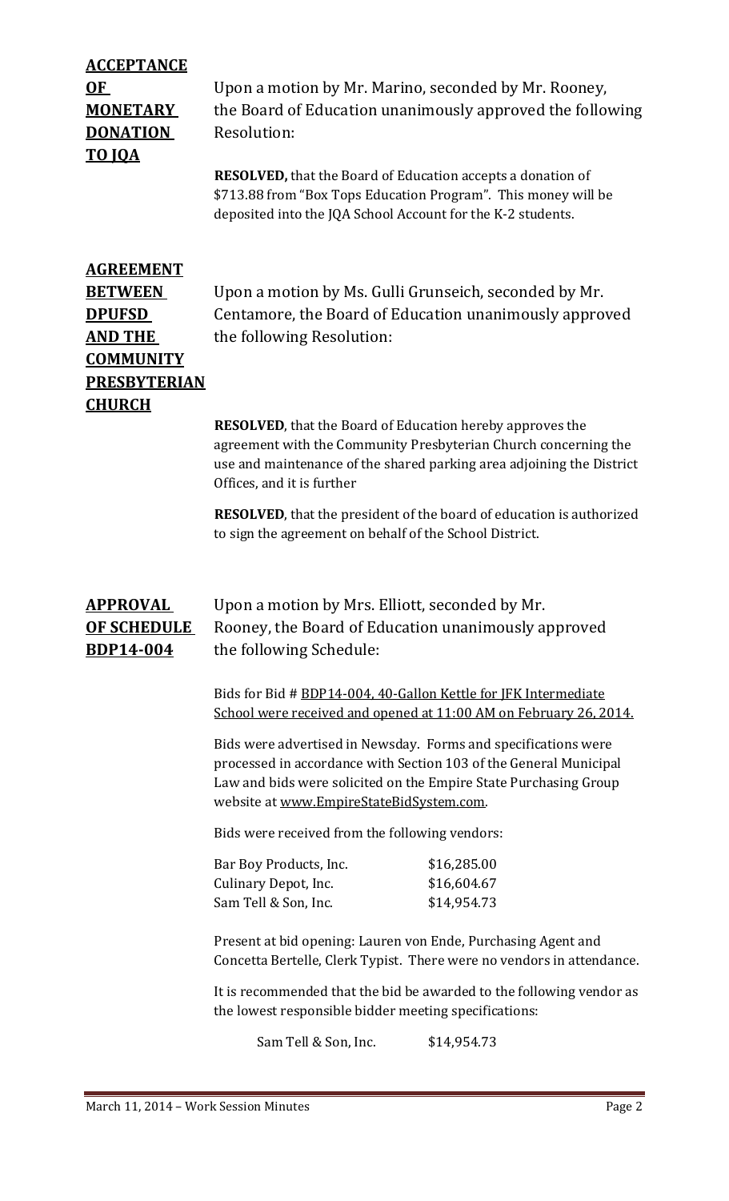**ACCEPTANCE OF MONETARY DONATION TO JQA**

Upon a motion by Mr. Marino, seconded by Mr. Rooney, the Board of Education unanimously approved the following Resolution:

**RESOLVED,** that the Board of Education accepts a donation of $713.88 from "Box Tops Education Program". This money will be deposited into the JQA School Account for the K-2 students.

**AGREEMENT BETWEEN DPUFSD AND THE COMMUNITY PRESBYTERIAN CHURCH**

Upon a motion by Ms. Gulli Grunseich, seconded by Mr. Centamore, the Board of Education unanimously approved the following Resolution:

**RESOLVED**, that the Board of Education hereby approves the agreement with the Community Presbyterian Church concerning the use and maintenance of the shared parking area adjoining the District Offices, and it is further

**RESOLVED**, that the president of the board of education is authorized to sign the agreement on behalf of the School District.

**APPROVAL OF SCHEDULE BDP14-004**

Upon a motion by Mrs. Elliott, seconded by Mr. Rooney, the Board of Education unanimously approved the following Schedule:

Bids for Bid # BDP14-004, 40-Gallon Kettle for JFK Intermediate School were received and opened at 11:00 AM on February 26, 2014.

Bids were advertised in Newsday. Forms and specifications were processed in accordance with Section 103 of the General Municipal Law and bids were solicited on the Empire State Purchasing Group website at www.EmpireStateBidSystem.com.

Bids were received from the following vendors:

| | |
|---|---|
| Bar Boy Products, Inc. | $16,285.00 |
| Culinary Depot, Inc. | $16,604.67 |
| Sam Tell & Son, Inc. | $14,954.73 |

Present at bid opening: Lauren von Ende, Purchasing Agent and Concetta Bertelle, Clerk Typist. There were no vendors in attendance.

It is recommended that the bid be awarded to the following vendor as the lowest responsible bidder meeting specifications:

Sam Tell & Son, Inc. $14,954.73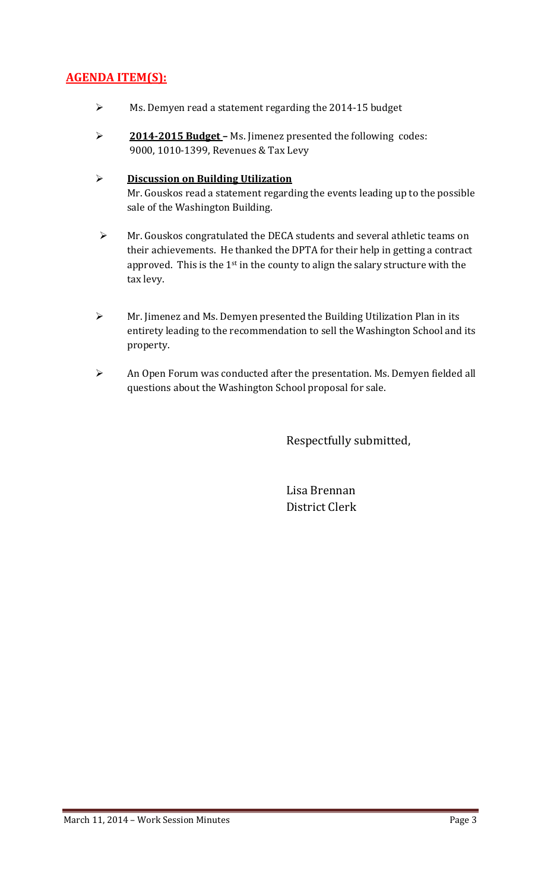## AGENDA ITEM(S):

- Ms. Demyen read a statement regarding the 2014-15 budget
- **2014-2015 Budget** – Ms. Jimenez presented the following codes: 9000, 1010-1399, Revenues & Tax Levy
- **Discussion on Building Utilization**
  Mr. Gouskos read a statement regarding the events leading up to the possible sale of the Washington Building.
- Mr. Gouskos congratulated the DECA students and several athletic teams on their achievements. He thanked the DPTA for their help in getting a contract approved. This is the 1st in the county to align the salary structure with the tax levy.
- Mr. Jimenez and Ms. Demyen presented the Building Utilization Plan in its entirety leading to the recommendation to sell the Washington School and its property.
- An Open Forum was conducted after the presentation. Ms. Demyen fielded all questions about the Washington School proposal for sale.

Respectfully submitted,

Lisa Brennan
District Clerk